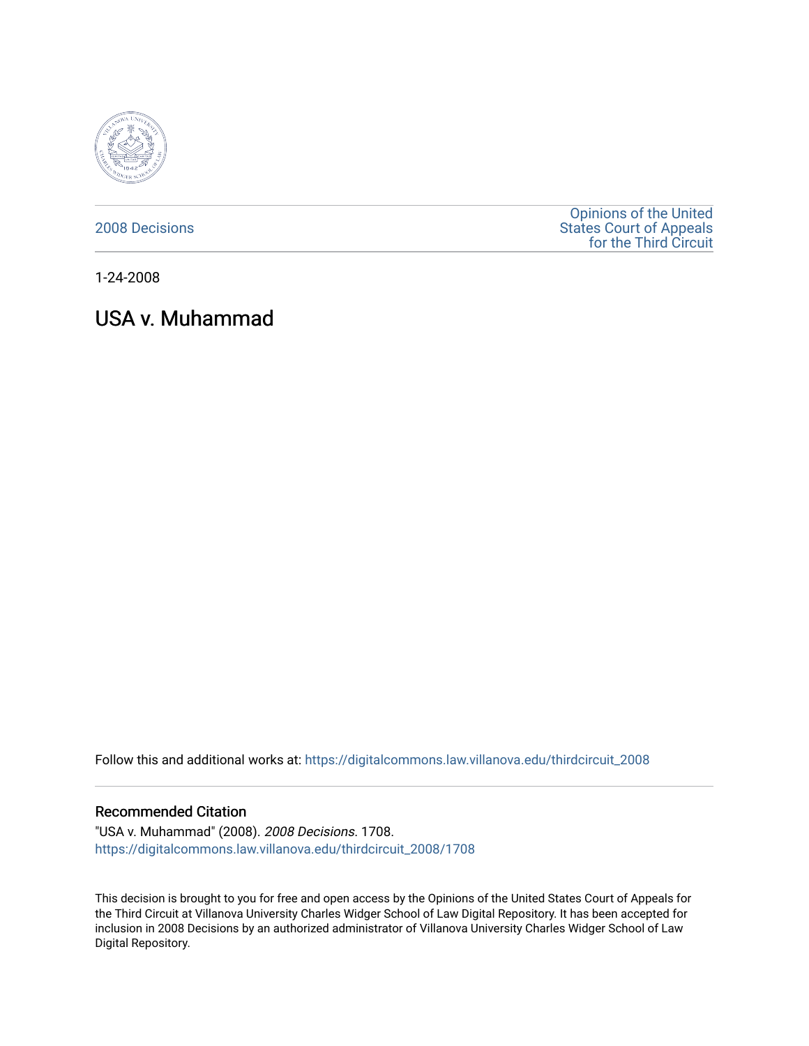2008 Decisions

Opinions of the United States Court of Appeals for the Third Circuit

1-24-2008

# USA v. Muhammad

Follow this and additional works at: https://digitalcommons.law.villanova.edu/thirdcircuit_2008

### Recommended Citation

"USA v. Muhammad" (2008). *2008 Decisions*. 1708.
https://digitalcommons.law.villanova.edu/thirdcircuit_2008/1708

This decision is brought to you for free and open access by the Opinions of the United States Court of Appeals for the Third Circuit at Villanova University Charles Widger School of Law Digital Repository. It has been accepted for inclusion in 2008 Decisions by an authorized administrator of Villanova University Charles Widger School of Law Digital Repository.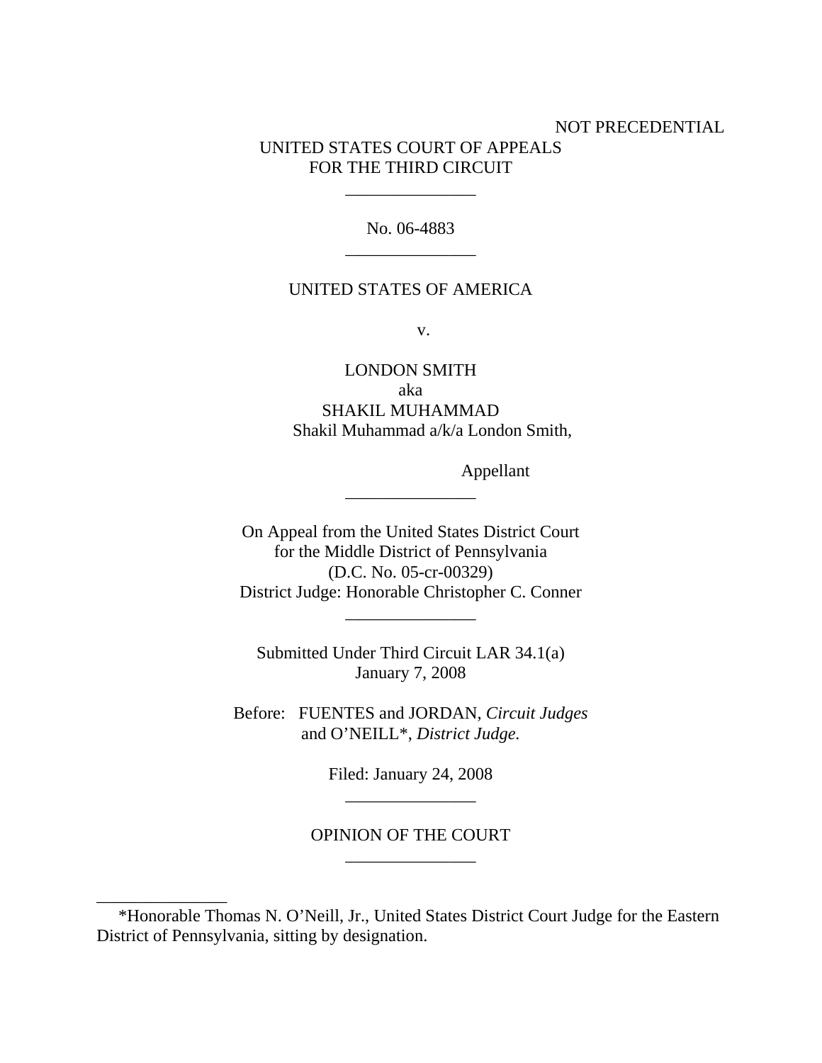NOT PRECEDENTIAL

UNITED STATES COURT OF APPEALS
FOR THE THIRD CIRCUIT

---

No. 06-4883

---

UNITED STATES OF AMERICA

v.

LONDON SMITH
aka
SHAKIL MUHAMMAD
Shakil Muhammad a/k/a London Smith,

Appellant

---

On Appeal from the United States District Court
for the Middle District of Pennsylvania
(D.C. No. 05-cr-00329)
District Judge: Honorable Christopher C. Conner

---

Submitted Under Third Circuit LAR 34.1(a)
January 7, 2008

Before: FUENTES and JORDAN, *Circuit Judges*
and O'NEILL*, *District Judge.*

Filed: January 24, 2008

---

OPINION OF THE COURT

---

*Honorable Thomas N. O'Neill, Jr., United States District Court Judge for the Eastern District of Pennsylvania, sitting by designation.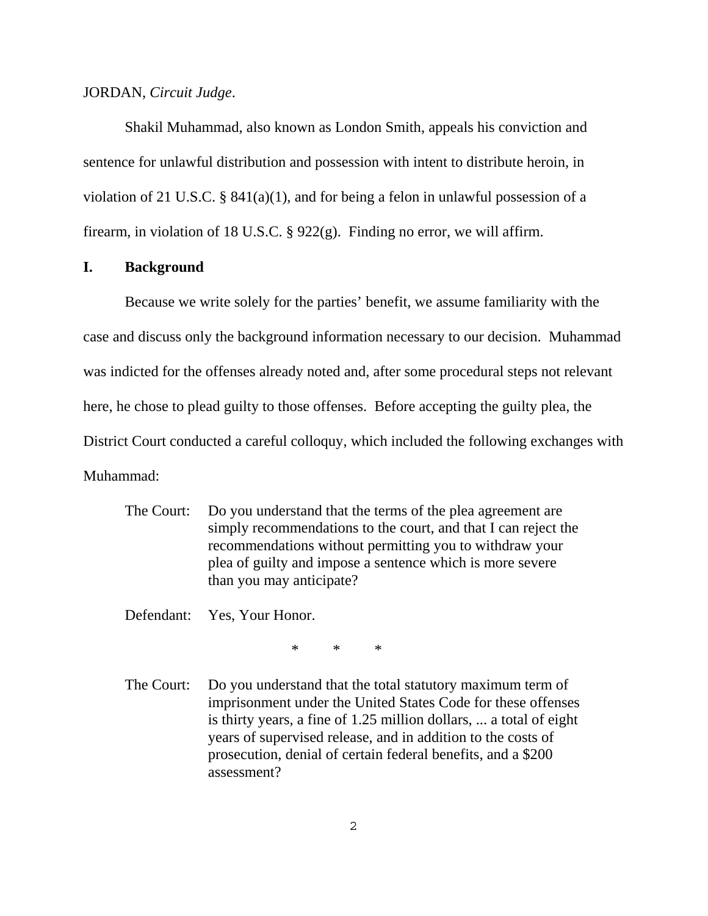JORDAN, *Circuit Judge*.

Shakil Muhammad, also known as London Smith, appeals his conviction and sentence for unlawful distribution and possession with intent to distribute heroin, in violation of 21 U.S.C. § 841(a)(1), and for being a felon in unlawful possession of a firearm, in violation of 18 U.S.C. § 922(g). Finding no error, we will affirm.

## I. Background

Because we write solely for the parties' benefit, we assume familiarity with the case and discuss only the background information necessary to our decision. Muhammad was indicted for the offenses already noted and, after some procedural steps not relevant here, he chose to plead guilty to those offenses. Before accepting the guilty plea, the District Court conducted a careful colloquy, which included the following exchanges with Muhammad:

> The Court: Do you understand that the terms of the plea agreement are simply recommendations to the court, and that I can reject the recommendations without permitting you to withdraw your plea of guilty and impose a sentence which is more severe than you may anticipate?
>
> Defendant: Yes, Your Honor.
>
> \* \* \*
>
> The Court: Do you understand that the total statutory maximum term of imprisonment under the United States Code for these offenses is thirty years, a fine of 1.25 million dollars, ... a total of eight years of supervised release, and in addition to the costs of prosecution, denial of certain federal benefits, and a $200 assessment?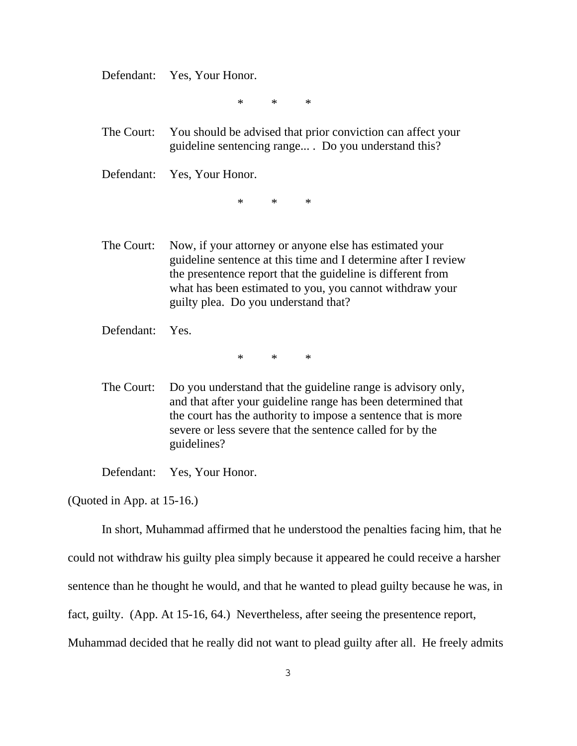Defendant: Yes, Your Honor.

\*   \*   \*

The Court: You should be advised that prior conviction can affect your guideline sentencing range... . Do you understand this?

Defendant: Yes, Your Honor.

\*   \*   \*

The Court: Now, if your attorney or anyone else has estimated your guideline sentence at this time and I determine after I review the presentence report that the guideline is different from what has been estimated to you, you cannot withdraw your guilty plea. Do you understand that?

Defendant: Yes.

\*   \*   \*

The Court: Do you understand that the guideline range is advisory only, and that after your guideline range has been determined that the court has the authority to impose a sentence that is more severe or less severe that the sentence called for by the guidelines?

Defendant: Yes, Your Honor.

(Quoted in App. at 15-16.)

In short, Muhammad affirmed that he understood the penalties facing him, that he could not withdraw his guilty plea simply because it appeared he could receive a harsher sentence than he thought he would, and that he wanted to plead guilty because he was, in fact, guilty. (App. At 15-16, 64.) Nevertheless, after seeing the presentence report, Muhammad decided that he really did not want to plead guilty after all. He freely admits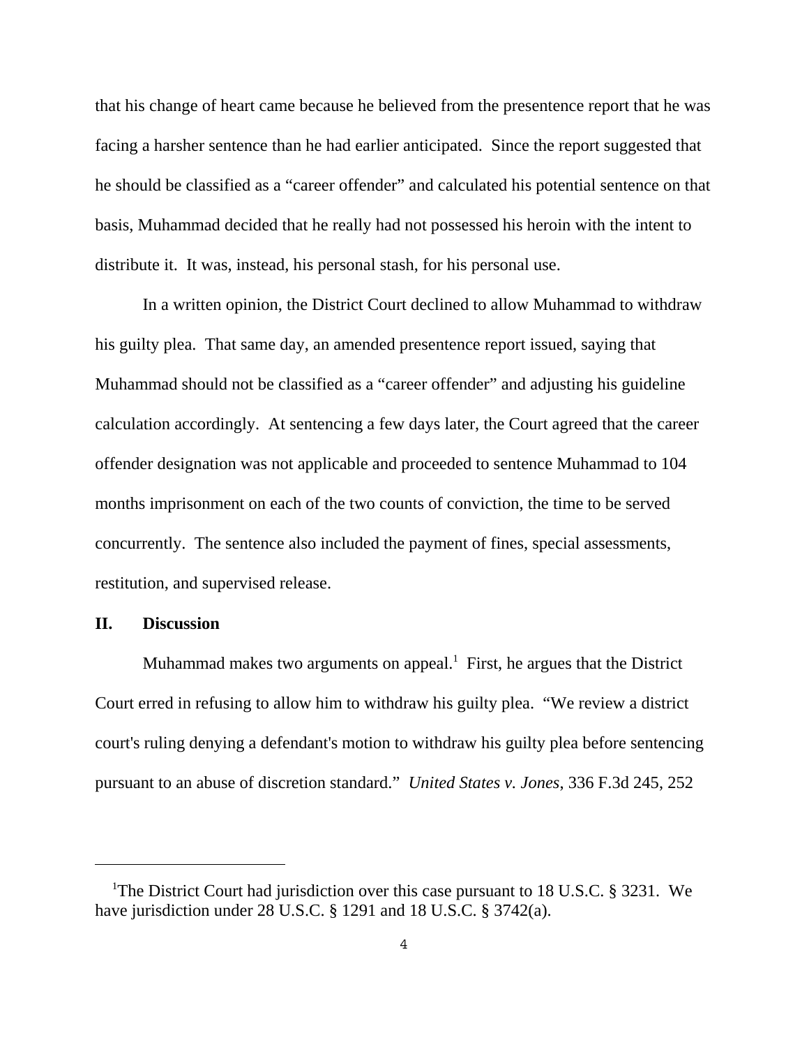that his change of heart came because he believed from the presentence report that he was facing a harsher sentence than he had earlier anticipated. Since the report suggested that he should be classified as a "career offender" and calculated his potential sentence on that basis, Muhammad decided that he really had not possessed his heroin with the intent to distribute it. It was, instead, his personal stash, for his personal use.

In a written opinion, the District Court declined to allow Muhammad to withdraw his guilty plea. That same day, an amended presentence report issued, saying that Muhammad should not be classified as a "career offender" and adjusting his guideline calculation accordingly. At sentencing a few days later, the Court agreed that the career offender designation was not applicable and proceeded to sentence Muhammad to 104 months imprisonment on each of the two counts of conviction, the time to be served concurrently. The sentence also included the payment of fines, special assessments, restitution, and supervised release.

## II. Discussion

Muhammad makes two arguments on appeal.[1] First, he argues that the District Court erred in refusing to allow him to withdraw his guilty plea. "We review a district court's ruling denying a defendant's motion to withdraw his guilty plea before sentencing pursuant to an abuse of discretion standard." *United States v. Jones*, 336 F.3d 245, 252

---

[1]The District Court had jurisdiction over this case pursuant to 18 U.S.C. § 3231. We have jurisdiction under 28 U.S.C. § 1291 and 18 U.S.C. § 3742(a).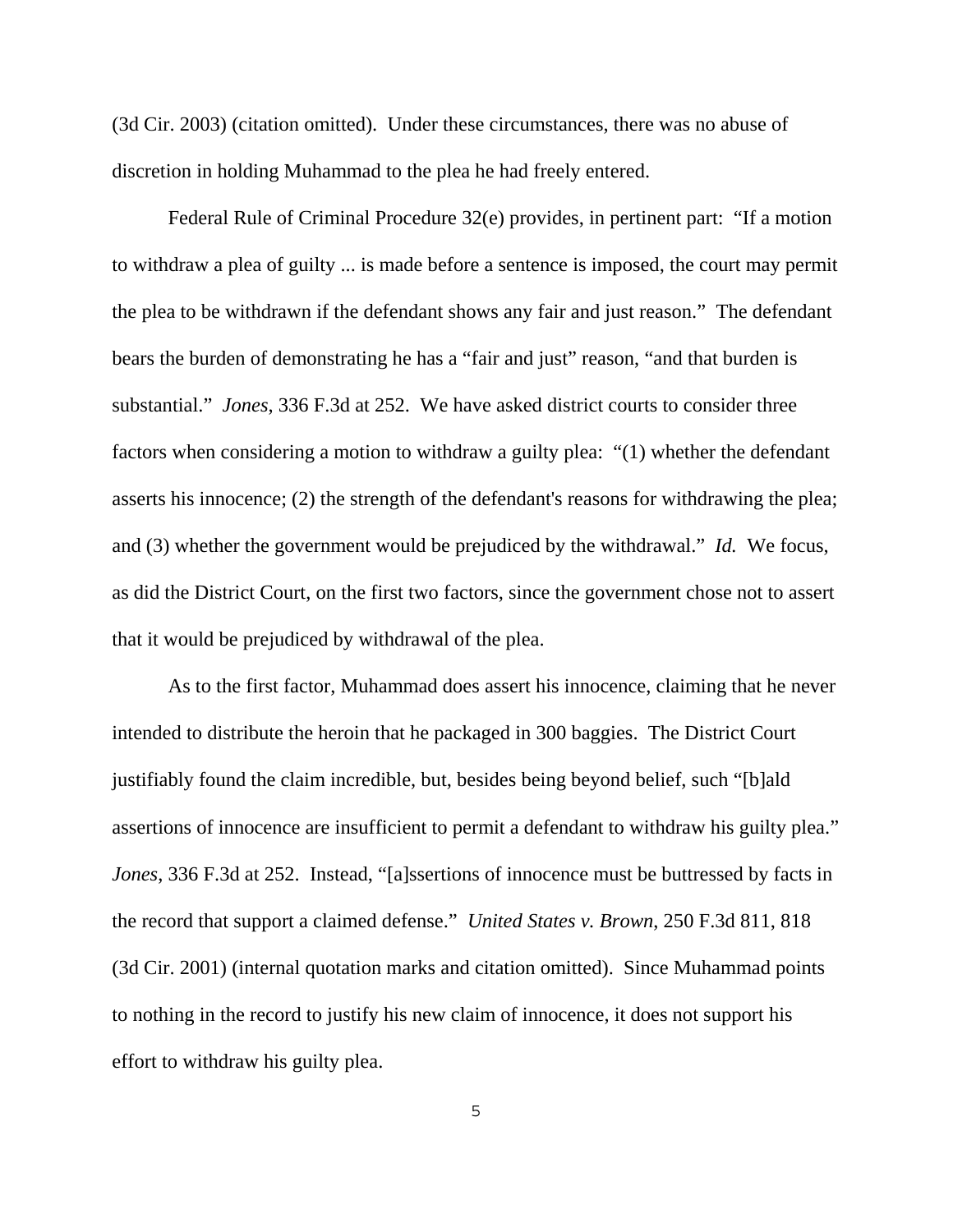(3d Cir. 2003) (citation omitted). Under these circumstances, there was no abuse of discretion in holding Muhammad to the plea he had freely entered.

Federal Rule of Criminal Procedure 32(e) provides, in pertinent part: "If a motion to withdraw a plea of guilty ... is made before a sentence is imposed, the court may permit the plea to be withdrawn if the defendant shows any fair and just reason." The defendant bears the burden of demonstrating he has a "fair and just" reason, "and that burden is substantial." *Jones*, 336 F.3d at 252. We have asked district courts to consider three factors when considering a motion to withdraw a guilty plea: "(1) whether the defendant asserts his innocence; (2) the strength of the defendant's reasons for withdrawing the plea; and (3) whether the government would be prejudiced by the withdrawal." *Id.* We focus, as did the District Court, on the first two factors, since the government chose not to assert that it would be prejudiced by withdrawal of the plea.

As to the first factor, Muhammad does assert his innocence, claiming that he never intended to distribute the heroin that he packaged in 300 baggies. The District Court justifiably found the claim incredible, but, besides being beyond belief, such "[b]ald assertions of innocence are insufficient to permit a defendant to withdraw his guilty plea." *Jones*, 336 F.3d at 252. Instead, "[a]ssertions of innocence must be buttressed by facts in the record that support a claimed defense." *United States v. Brown*, 250 F.3d 811, 818 (3d Cir. 2001) (internal quotation marks and citation omitted). Since Muhammad points to nothing in the record to justify his new claim of innocence, it does not support his effort to withdraw his guilty plea.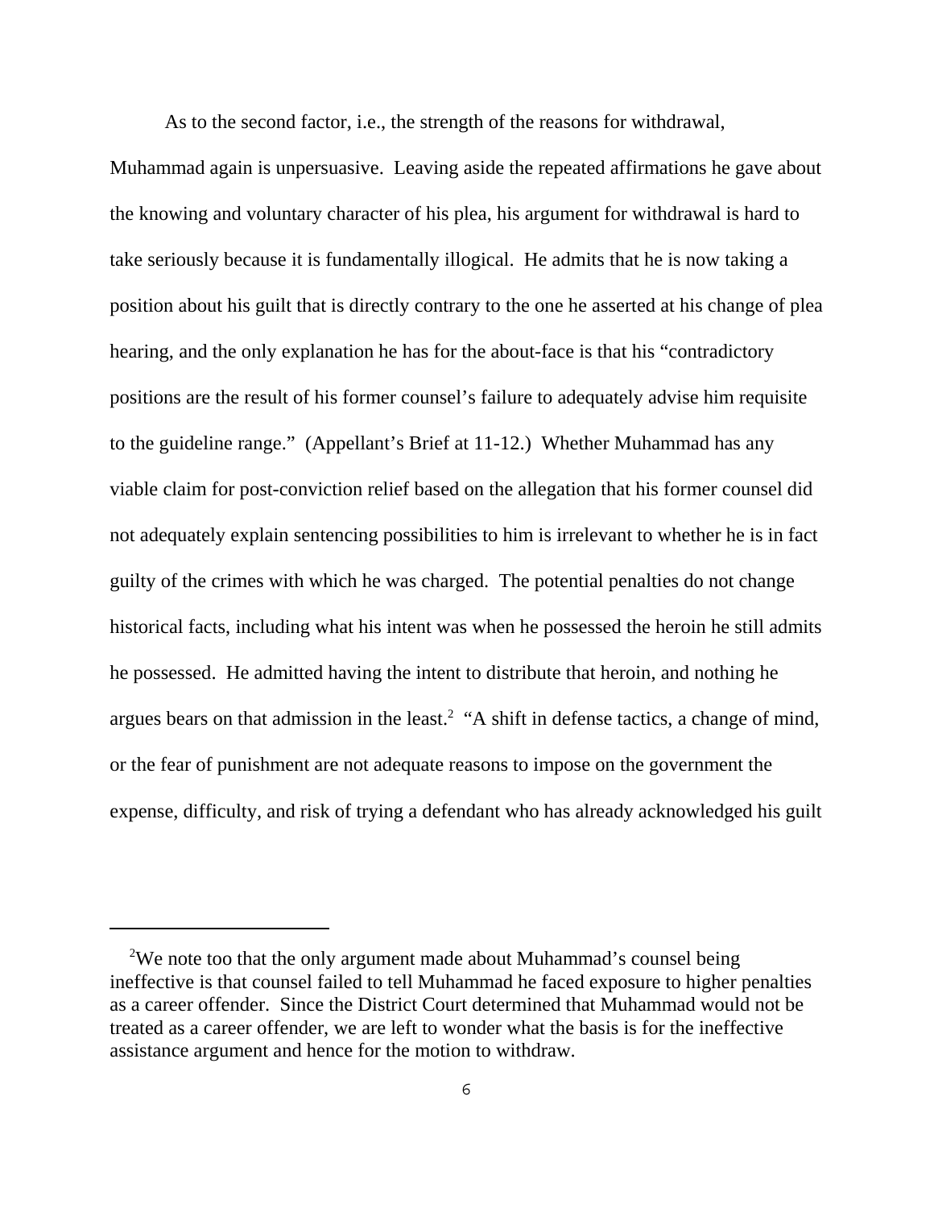As to the second factor, i.e., the strength of the reasons for withdrawal, Muhammad again is unpersuasive. Leaving aside the repeated affirmations he gave about the knowing and voluntary character of his plea, his argument for withdrawal is hard to take seriously because it is fundamentally illogical. He admits that he is now taking a position about his guilt that is directly contrary to the one he asserted at his change of plea hearing, and the only explanation he has for the about-face is that his "contradictory positions are the result of his former counsel's failure to adequately advise him requisite to the guideline range." (Appellant's Brief at 11-12.) Whether Muhammad has any viable claim for post-conviction relief based on the allegation that his former counsel did not adequately explain sentencing possibilities to him is irrelevant to whether he is in fact guilty of the crimes with which he was charged. The potential penalties do not change historical facts, including what his intent was when he possessed the heroin he still admits he possessed. He admitted having the intent to distribute that heroin, and nothing he argues bears on that admission in the least.[2] "A shift in defense tactics, a change of mind, or the fear of punishment are not adequate reasons to impose on the government the expense, difficulty, and risk of trying a defendant who has already acknowledged his guilt

---

[2]We note too that the only argument made about Muhammad's counsel being ineffective is that counsel failed to tell Muhammad he faced exposure to higher penalties as a career offender. Since the District Court determined that Muhammad would not be treated as a career offender, we are left to wonder what the basis is for the ineffective assistance argument and hence for the motion to withdraw.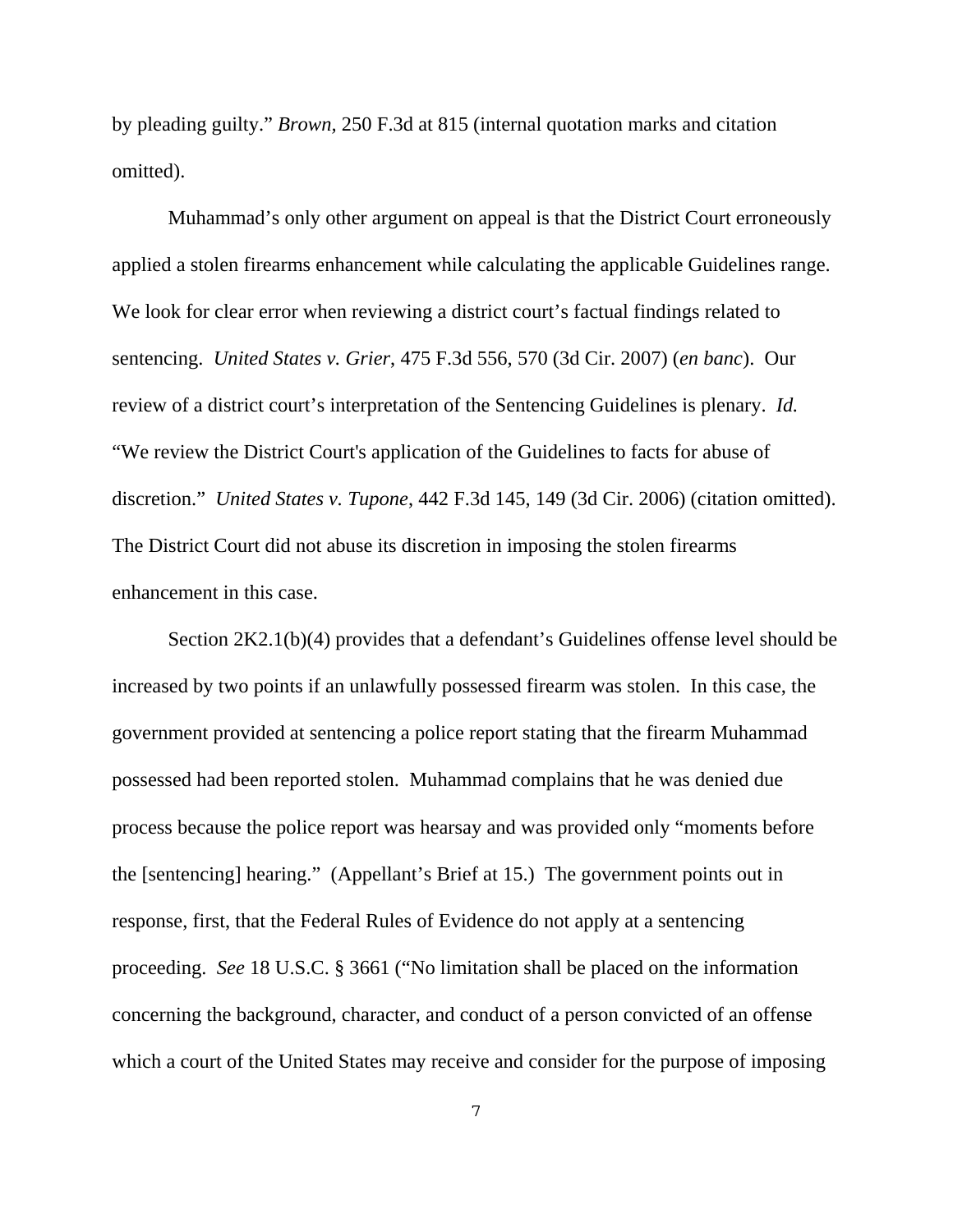by pleading guilty." *Brown*, 250 F.3d at 815 (internal quotation marks and citation omitted).

Muhammad's only other argument on appeal is that the District Court erroneously applied a stolen firearms enhancement while calculating the applicable Guidelines range. We look for clear error when reviewing a district court's factual findings related to sentencing. *United States v. Grier*, 475 F.3d 556, 570 (3d Cir. 2007) (*en banc*). Our review of a district court's interpretation of the Sentencing Guidelines is plenary. *Id.* "We review the District Court's application of the Guidelines to facts for abuse of discretion." *United States v. Tupone*, 442 F.3d 145, 149 (3d Cir. 2006) (citation omitted). The District Court did not abuse its discretion in imposing the stolen firearms enhancement in this case.

Section 2K2.1(b)(4) provides that a defendant's Guidelines offense level should be increased by two points if an unlawfully possessed firearm was stolen. In this case, the government provided at sentencing a police report stating that the firearm Muhammad possessed had been reported stolen. Muhammad complains that he was denied due process because the police report was hearsay and was provided only "moments before the [sentencing] hearing." (Appellant's Brief at 15.) The government points out in response, first, that the Federal Rules of Evidence do not apply at a sentencing proceeding. *See* 18 U.S.C. § 3661 ("No limitation shall be placed on the information concerning the background, character, and conduct of a person convicted of an offense which a court of the United States may receive and consider for the purpose of imposing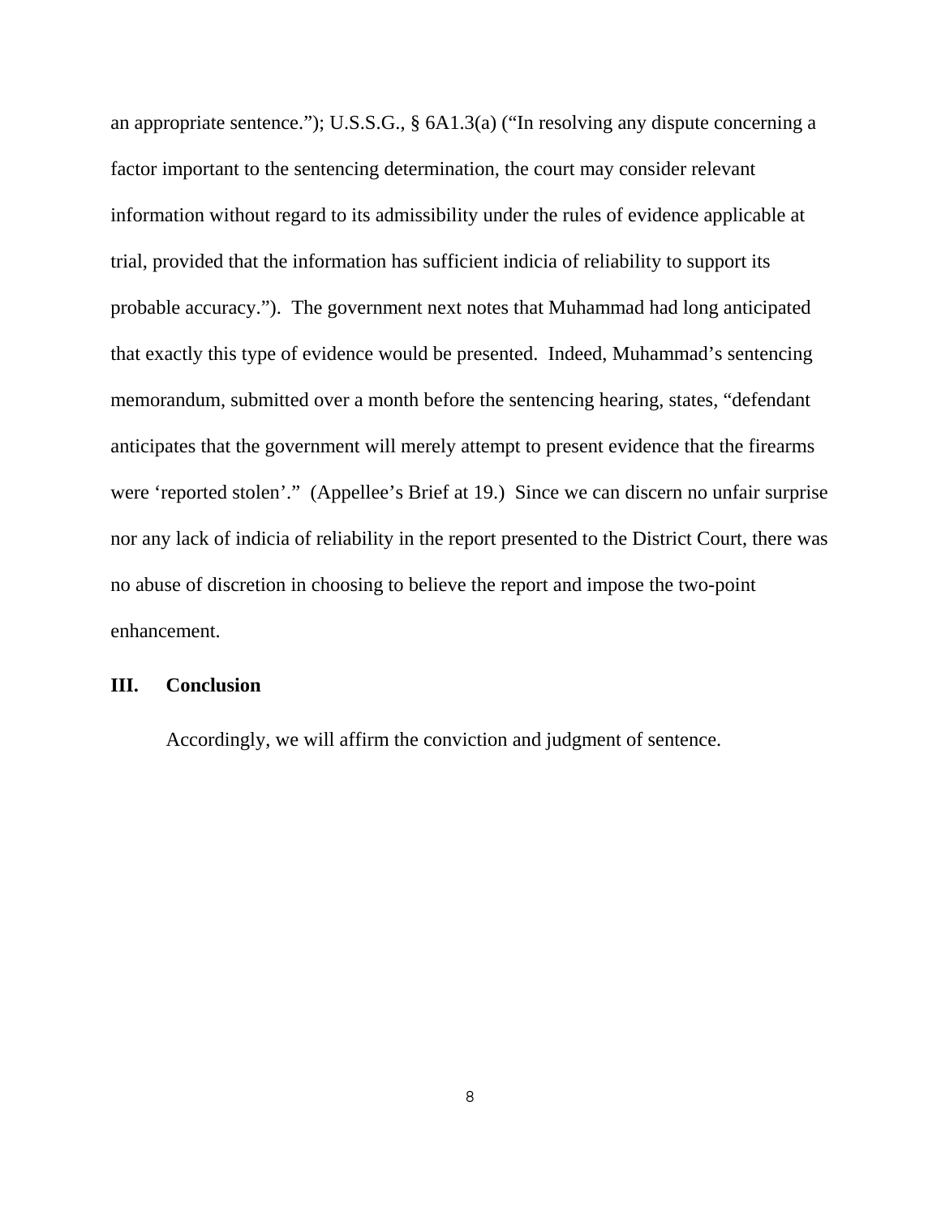an appropriate sentence."); U.S.S.G., § 6A1.3(a) ("In resolving any dispute concerning a factor important to the sentencing determination, the court may consider relevant information without regard to its admissibility under the rules of evidence applicable at trial, provided that the information has sufficient indicia of reliability to support its probable accuracy."). The government next notes that Muhammad had long anticipated that exactly this type of evidence would be presented. Indeed, Muhammad's sentencing memorandum, submitted over a month before the sentencing hearing, states, "defendant anticipates that the government will merely attempt to present evidence that the firearms were 'reported stolen'." (Appellee's Brief at 19.) Since we can discern no unfair surprise nor any lack of indicia of reliability in the report presented to the District Court, there was no abuse of discretion in choosing to believe the report and impose the two-point enhancement.

## III. Conclusion

Accordingly, we will affirm the conviction and judgment of sentence.